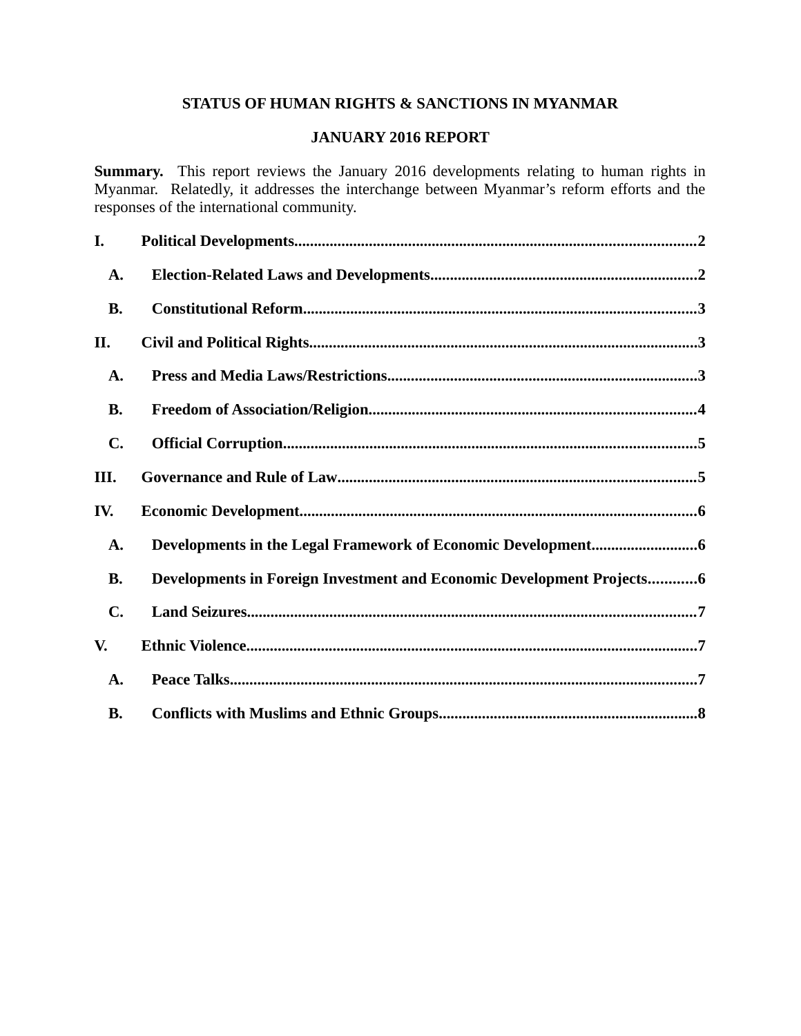# STATUS OF HUMAN RIGHTS & SANCTIONS IN MYANMAR

## JANUARY 2016 REPORT

**Summary.** This report reviews the January 2016 developments relating to human rights in Myanmar. Relatedly, it addresses the interchange between Myanmar's reform efforts and the responses of the international community.

**I. Political Developments........................................................................................2**

- **A. Election-Related Laws and Developments.......................................................2**
- **B. Constitutional Reform......................................................................................3**

**II. Civil and Political Rights......................................................................................3**

- **A. Press and Media Laws/Restrictions.................................................................3**
- **B. Freedom of Association/Religion.....................................................................4**
- **C. Official Corruption...........................................................................................5**

**III. Governance and Rule of Law...............................................................................5**

**IV. Economic Development........................................................................................6**

- **A. Developments in the Legal Framework of Economic Development...........................6**
- **B. Developments in Foreign Investment and Economic Development Projects............6**
- **C. Land Seizures...................................................................................................7**

**V. Ethnic Violence.....................................................................................................7**

- **A. Peace Talks.......................................................................................................7**
- **B. Conflicts with Muslims and Ethnic Groups......................................................8**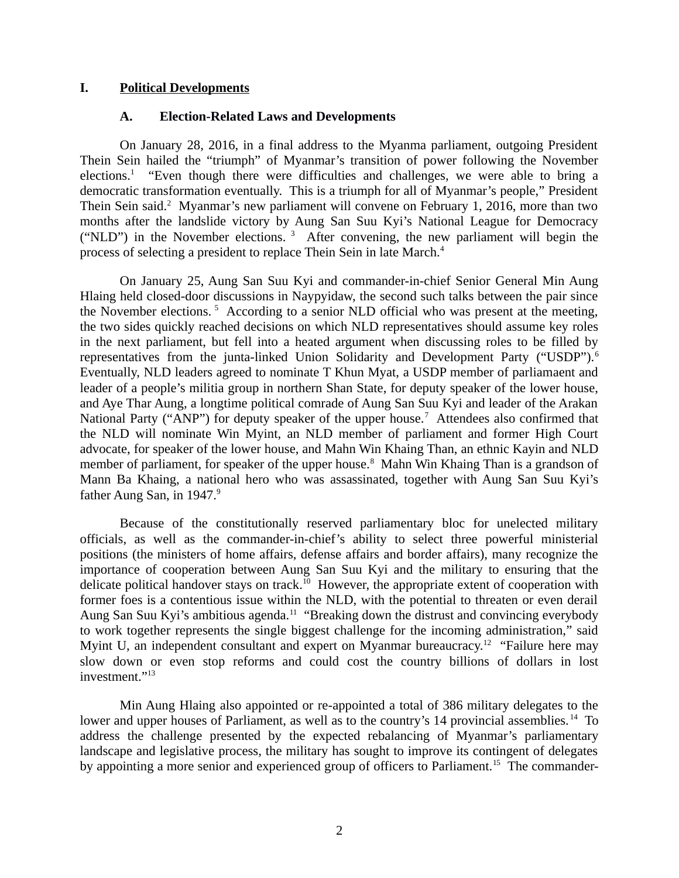# I. Political Developments

## A. Election-Related Laws and Developments

On January 28, 2016, in a final address to the Myanma parliament, outgoing President Thein Sein hailed the "triumph" of Myanmar's transition of power following the November elections.[1] "Even though there were difficulties and challenges, we were able to bring a democratic transformation eventually. This is a triumph for all of Myanmar's people," President Thein Sein said.[2] Myanmar's new parliament will convene on February 1, 2016, more than two months after the landslide victory by Aung San Suu Kyi's National League for Democracy ("NLD") in the November elections.[3] After convening, the new parliament will begin the process of selecting a president to replace Thein Sein in late March.[4]

On January 25, Aung San Suu Kyi and commander-in-chief Senior General Min Aung Hlaing held closed-door discussions in Naypyidaw, the second such talks between the pair since the November elections.[5] According to a senior NLD official who was present at the meeting, the two sides quickly reached decisions on which NLD representatives should assume key roles in the next parliament, but fell into a heated argument when discussing roles to be filled by representatives from the junta-linked Union Solidarity and Development Party ("USDP").[6] Eventually, NLD leaders agreed to nominate T Khun Myat, a USDP member of parliamaent and leader of a people's militia group in northern Shan State, for deputy speaker of the lower house, and Aye Thar Aung, a longtime political comrade of Aung San Suu Kyi and leader of the Arakan National Party ("ANP") for deputy speaker of the upper house.[7] Attendees also confirmed that the NLD will nominate Win Myint, an NLD member of parliament and former High Court advocate, for speaker of the lower house, and Mahn Win Khaing Than, an ethnic Kayin and NLD member of parliament, for speaker of the upper house.[8] Mahn Win Khaing Than is a grandson of Mann Ba Khaing, a national hero who was assassinated, together with Aung San Suu Kyi's father Aung San, in 1947.[9]

Because of the constitutionally reserved parliamentary bloc for unelected military officials, as well as the commander-in-chief's ability to select three powerful ministerial positions (the ministers of home affairs, defense affairs and border affairs), many recognize the importance of cooperation between Aung San Suu Kyi and the military to ensuring that the delicate political handover stays on track.[10] However, the appropriate extent of cooperation with former foes is a contentious issue within the NLD, with the potential to threaten or even derail Aung San Suu Kyi's ambitious agenda.[11] "Breaking down the distrust and convincing everybody to work together represents the single biggest challenge for the incoming administration," said Myint U, an independent consultant and expert on Myanmar bureaucracy.[12] "Failure here may slow down or even stop reforms and could cost the country billions of dollars in lost investment."[13]

Min Aung Hlaing also appointed or re-appointed a total of 386 military delegates to the lower and upper houses of Parliament, as well as to the country's 14 provincial assemblies.[14] To address the challenge presented by the expected rebalancing of Myanmar's parliamentary landscape and legislative process, the military has sought to improve its contingent of delegates by appointing a more senior and experienced group of officers to Parliament.[15] The commander-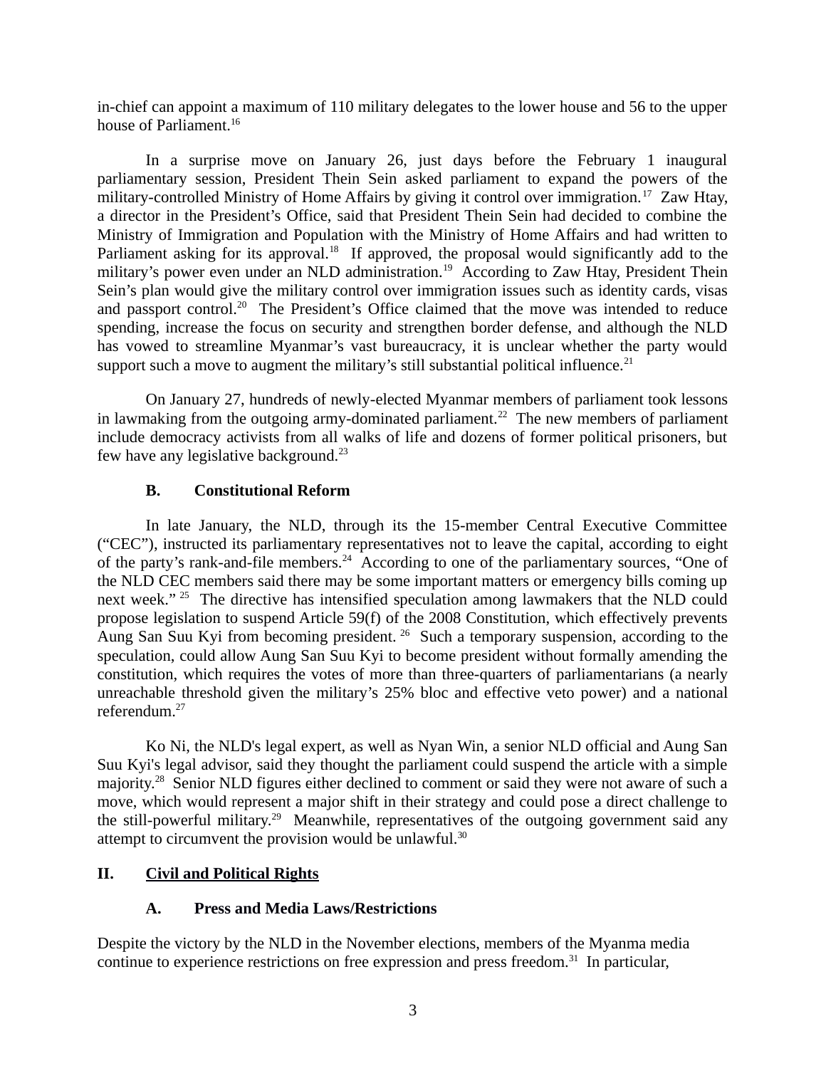in-chief can appoint a maximum of 110 military delegates to the lower house and 56 to the upper house of Parliament.[16]

In a surprise move on January 26, just days before the February 1 inaugural parliamentary session, President Thein Sein asked parliament to expand the powers of the military-controlled Ministry of Home Affairs by giving it control over immigration.[17] Zaw Htay, a director in the President's Office, said that President Thein Sein had decided to combine the Ministry of Immigration and Population with the Ministry of Home Affairs and had written to Parliament asking for its approval.[18] If approved, the proposal would significantly add to the military's power even under an NLD administration.[19] According to Zaw Htay, President Thein Sein's plan would give the military control over immigration issues such as identity cards, visas and passport control.[20] The President's Office claimed that the move was intended to reduce spending, increase the focus on security and strengthen border defense, and although the NLD has vowed to streamline Myanmar's vast bureaucracy, it is unclear whether the party would support such a move to augment the military's still substantial political influence.[21]

On January 27, hundreds of newly-elected Myanmar members of parliament took lessons in lawmaking from the outgoing army-dominated parliament.[22] The new members of parliament include democracy activists from all walks of life and dozens of former political prisoners, but few have any legislative background.[23]

### B. Constitutional Reform

In late January, the NLD, through its the 15-member Central Executive Committee ("CEC"), instructed its parliamentary representatives not to leave the capital, according to eight of the party's rank-and-file members.[24] According to one of the parliamentary sources, "One of the NLD CEC members said there may be some important matters or emergency bills coming up next week." [25] The directive has intensified speculation among lawmakers that the NLD could propose legislation to suspend Article 59(f) of the 2008 Constitution, which effectively prevents Aung San Suu Kyi from becoming president. [26] Such a temporary suspension, according to the speculation, could allow Aung San Suu Kyi to become president without formally amending the constitution, which requires the votes of more than three-quarters of parliamentarians (a nearly unreachable threshold given the military's 25% bloc and effective veto power) and a national referendum.[27]

Ko Ni, the NLD's legal expert, as well as Nyan Win, a senior NLD official and Aung San Suu Kyi's legal advisor, said they thought the parliament could suspend the article with a simple majority.[28] Senior NLD figures either declined to comment or said they were not aware of such a move, which would represent a major shift in their strategy and could pose a direct challenge to the still-powerful military.[29] Meanwhile, representatives of the outgoing government said any attempt to circumvent the provision would be unlawful.[30]

## II. Civil and Political Rights

### A. Press and Media Laws/Restrictions

Despite the victory by the NLD in the November elections, members of the Myanma media continue to experience restrictions on free expression and press freedom.[31] In particular,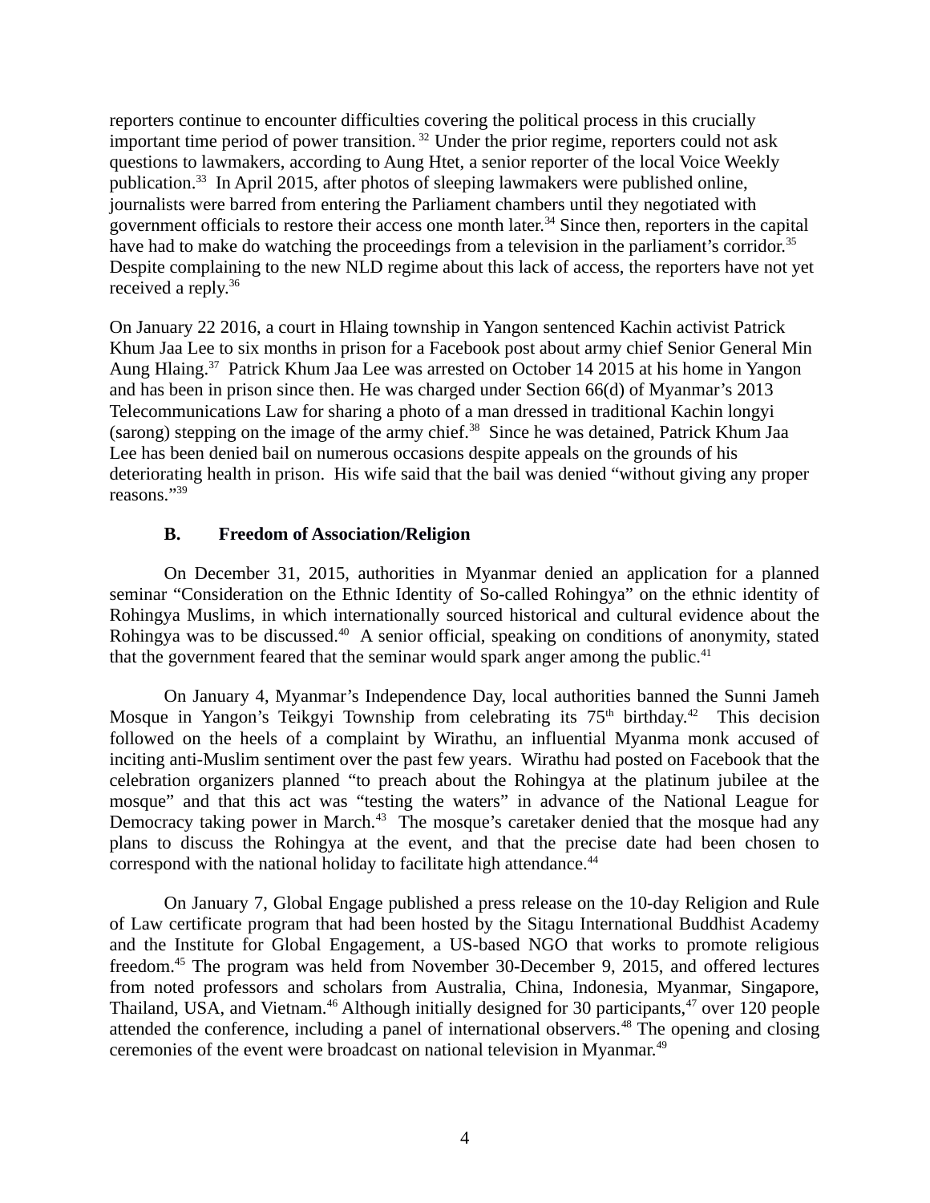reporters continue to encounter difficulties covering the political process in this crucially important time period of power transition. [32] Under the prior regime, reporters could not ask questions to lawmakers, according to Aung Htet, a senior reporter of the local Voice Weekly publication.[33] In April 2015, after photos of sleeping lawmakers were published online, journalists were barred from entering the Parliament chambers until they negotiated with government officials to restore their access one month later.[34] Since then, reporters in the capital have had to make do watching the proceedings from a television in the parliament's corridor.[35] Despite complaining to the new NLD regime about this lack of access, the reporters have not yet received a reply.[36]

On January 22 2016, a court in Hlaing township in Yangon sentenced Kachin activist Patrick Khum Jaa Lee to six months in prison for a Facebook post about army chief Senior General Min Aung Hlaing.[37] Patrick Khum Jaa Lee was arrested on October 14 2015 at his home in Yangon and has been in prison since then. He was charged under Section 66(d) of Myanmar's 2013 Telecommunications Law for sharing a photo of a man dressed in traditional Kachin longyi (sarong) stepping on the image of the army chief.[38] Since he was detained, Patrick Khum Jaa Lee has been denied bail on numerous occasions despite appeals on the grounds of his deteriorating health in prison. His wife said that the bail was denied "without giving any proper reasons."[39]

### B. Freedom of Association/Religion

On December 31, 2015, authorities in Myanmar denied an application for a planned seminar "Consideration on the Ethnic Identity of So-called Rohingya" on the ethnic identity of Rohingya Muslims, in which internationally sourced historical and cultural evidence about the Rohingya was to be discussed.[40] A senior official, speaking on conditions of anonymity, stated that the government feared that the seminar would spark anger among the public.[41]

On January 4, Myanmar's Independence Day, local authorities banned the Sunni Jameh Mosque in Yangon's Teikgyi Township from celebrating its 75th birthday.[42] This decision followed on the heels of a complaint by Wirathu, an influential Myanma monk accused of inciting anti-Muslim sentiment over the past few years. Wirathu had posted on Facebook that the celebration organizers planned "to preach about the Rohingya at the platinum jubilee at the mosque" and that this act was "testing the waters" in advance of the National League for Democracy taking power in March.[43] The mosque's caretaker denied that the mosque had any plans to discuss the Rohingya at the event, and that the precise date had been chosen to correspond with the national holiday to facilitate high attendance.[44]

On January 7, Global Engage published a press release on the 10-day Religion and Rule of Law certificate program that had been hosted by the Sitagu International Buddhist Academy and the Institute for Global Engagement, a US-based NGO that works to promote religious freedom.[45] The program was held from November 30-December 9, 2015, and offered lectures from noted professors and scholars from Australia, China, Indonesia, Myanmar, Singapore, Thailand, USA, and Vietnam.[46] Although initially designed for 30 participants,[47] over 120 people attended the conference, including a panel of international observers.[48] The opening and closing ceremonies of the event were broadcast on national television in Myanmar.[49]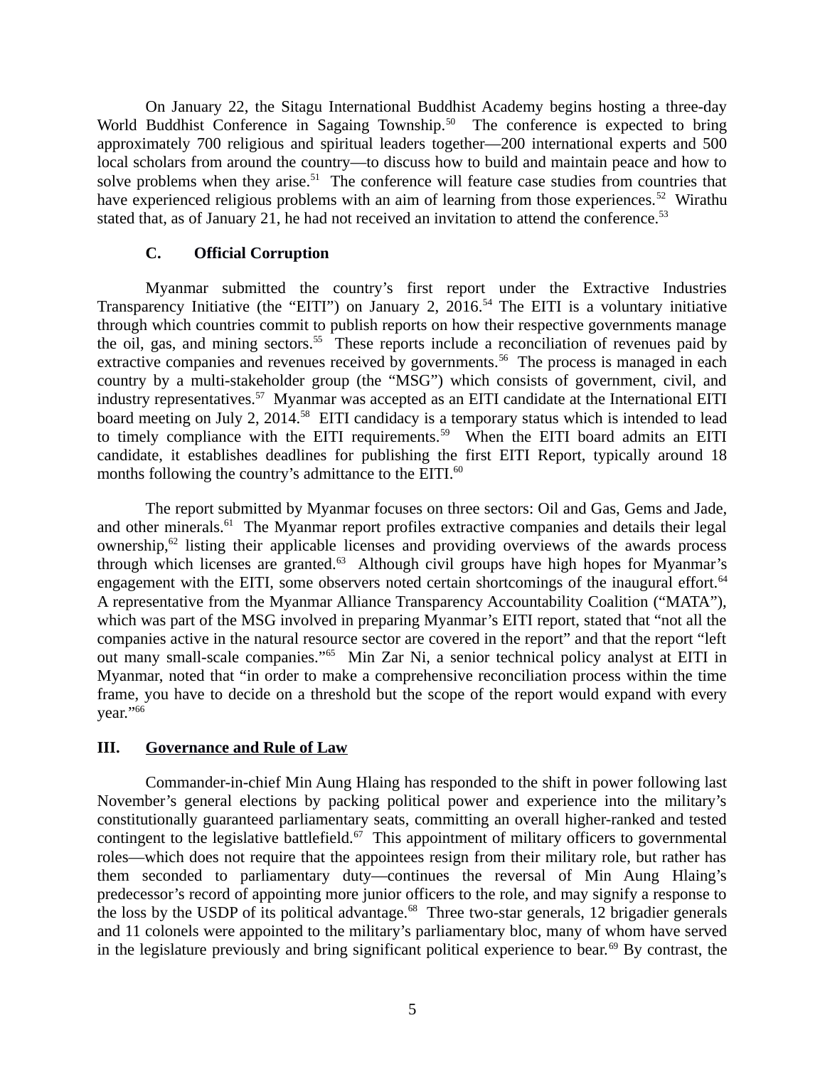On January 22, the Sitagu International Buddhist Academy begins hosting a three-day World Buddhist Conference in Sagaing Township.[50] The conference is expected to bring approximately 700 religious and spiritual leaders together—200 international experts and 500 local scholars from around the country—to discuss how to build and maintain peace and how to solve problems when they arise.[51] The conference will feature case studies from countries that have experienced religious problems with an aim of learning from those experiences.[52] Wirathu stated that, as of January 21, he had not received an invitation to attend the conference.[53]

### C. Official Corruption

Myanmar submitted the country's first report under the Extractive Industries Transparency Initiative (the "EITI") on January 2, 2016.[54] The EITI is a voluntary initiative through which countries commit to publish reports on how their respective governments manage the oil, gas, and mining sectors.[55] These reports include a reconciliation of revenues paid by extractive companies and revenues received by governments.[56] The process is managed in each country by a multi-stakeholder group (the "MSG") which consists of government, civil, and industry representatives.[57] Myanmar was accepted as an EITI candidate at the International EITI board meeting on July 2, 2014.[58] EITI candidacy is a temporary status which is intended to lead to timely compliance with the EITI requirements.[59] When the EITI board admits an EITI candidate, it establishes deadlines for publishing the first EITI Report, typically around 18 months following the country's admittance to the EITI.[60]

The report submitted by Myanmar focuses on three sectors: Oil and Gas, Gems and Jade, and other minerals.[61] The Myanmar report profiles extractive companies and details their legal ownership,[62] listing their applicable licenses and providing overviews of the awards process through which licenses are granted.[63] Although civil groups have high hopes for Myanmar's engagement with the EITI, some observers noted certain shortcomings of the inaugural effort.[64] A representative from the Myanmar Alliance Transparency Accountability Coalition ("MATA"), which was part of the MSG involved in preparing Myanmar's EITI report, stated that "not all the companies active in the natural resource sector are covered in the report" and that the report "left out many small-scale companies."[65] Min Zar Ni, a senior technical policy analyst at EITI in Myanmar, noted that "in order to make a comprehensive reconciliation process within the time frame, you have to decide on a threshold but the scope of the report would expand with every year."[66]

## III. Governance and Rule of Law

Commander-in-chief Min Aung Hlaing has responded to the shift in power following last November's general elections by packing political power and experience into the military's constitutionally guaranteed parliamentary seats, committing an overall higher-ranked and tested contingent to the legislative battlefield.[67] This appointment of military officers to governmental roles—which does not require that the appointees resign from their military role, but rather has them seconded to parliamentary duty—continues the reversal of Min Aung Hlaing's predecessor's record of appointing more junior officers to the role, and may signify a response to the loss by the USDP of its political advantage.[68] Three two-star generals, 12 brigadier generals and 11 colonels were appointed to the military's parliamentary bloc, many of whom have served in the legislature previously and bring significant political experience to bear.[69] By contrast, the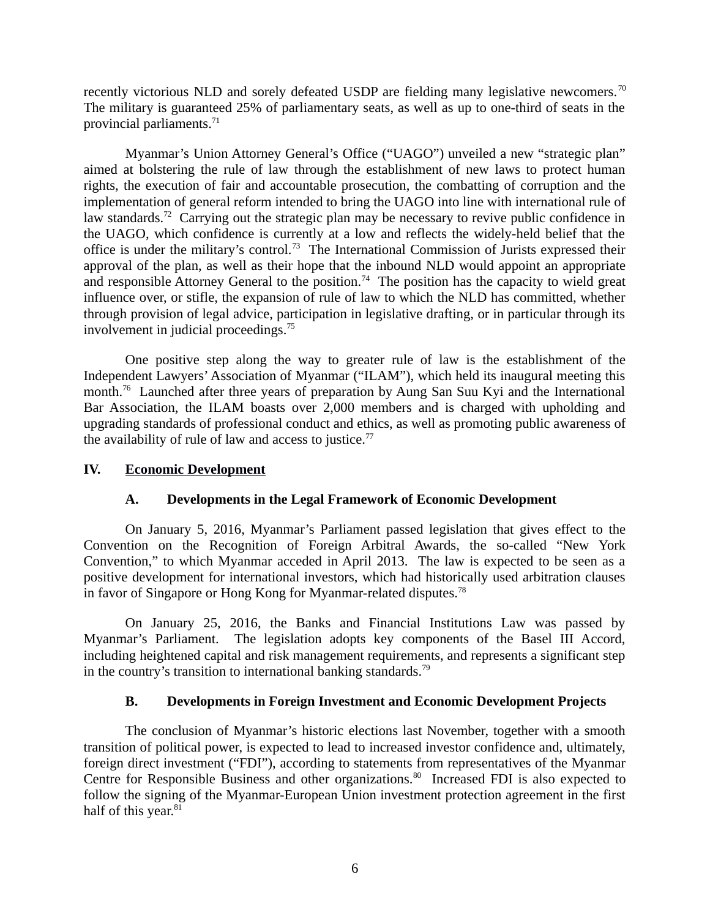recently victorious NLD and sorely defeated USDP are fielding many legislative newcomers.[70] The military is guaranteed 25% of parliamentary seats, as well as up to one-third of seats in the provincial parliaments.[71]

Myanmar's Union Attorney General's Office ("UAGO") unveiled a new "strategic plan" aimed at bolstering the rule of law through the establishment of new laws to protect human rights, the execution of fair and accountable prosecution, the combatting of corruption and the implementation of general reform intended to bring the UAGO into line with international rule of law standards.[72] Carrying out the strategic plan may be necessary to revive public confidence in the UAGO, which confidence is currently at a low and reflects the widely-held belief that the office is under the military's control.[73] The International Commission of Jurists expressed their approval of the plan, as well as their hope that the inbound NLD would appoint an appropriate and responsible Attorney General to the position.[74] The position has the capacity to wield great influence over, or stifle, the expansion of rule of law to which the NLD has committed, whether through provision of legal advice, participation in legislative drafting, or in particular through its involvement in judicial proceedings.[75]

One positive step along the way to greater rule of law is the establishment of the Independent Lawyers' Association of Myanmar ("ILAM"), which held its inaugural meeting this month.[76] Launched after three years of preparation by Aung San Suu Kyi and the International Bar Association, the ILAM boasts over 2,000 members and is charged with upholding and upgrading standards of professional conduct and ethics, as well as promoting public awareness of the availability of rule of law and access to justice.[77]

## IV. Economic Development

### A. Developments in the Legal Framework of Economic Development

On January 5, 2016, Myanmar's Parliament passed legislation that gives effect to the Convention on the Recognition of Foreign Arbitral Awards, the so-called "New York Convention," to which Myanmar acceded in April 2013. The law is expected to be seen as a positive development for international investors, which had historically used arbitration clauses in favor of Singapore or Hong Kong for Myanmar-related disputes.[78]

On January 25, 2016, the Banks and Financial Institutions Law was passed by Myanmar's Parliament. The legislation adopts key components of the Basel III Accord, including heightened capital and risk management requirements, and represents a significant step in the country's transition to international banking standards.[79]

### B. Developments in Foreign Investment and Economic Development Projects

The conclusion of Myanmar's historic elections last November, together with a smooth transition of political power, is expected to lead to increased investor confidence and, ultimately, foreign direct investment ("FDI"), according to statements from representatives of the Myanmar Centre for Responsible Business and other organizations.[80] Increased FDI is also expected to follow the signing of the Myanmar-European Union investment protection agreement in the first half of this year.[81]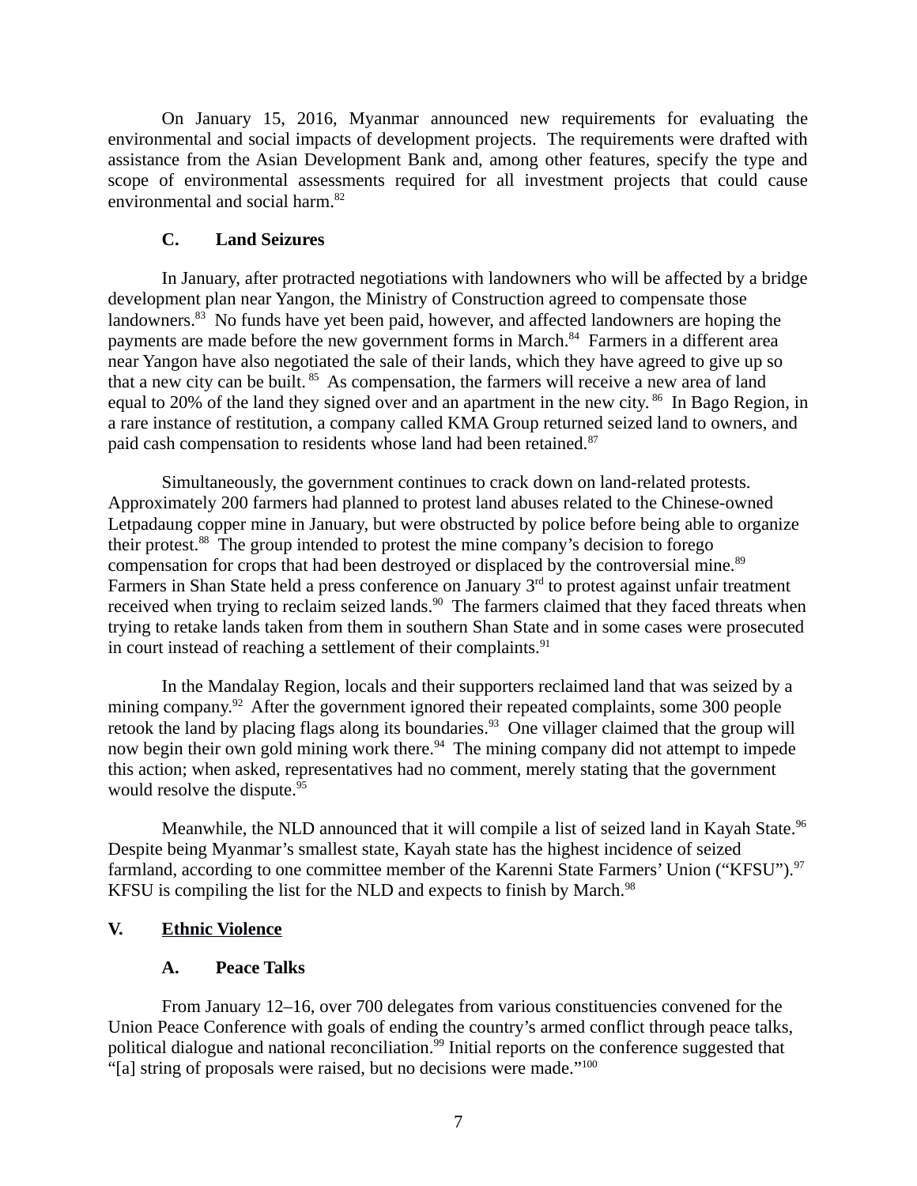On January 15, 2016, Myanmar announced new requirements for evaluating the environmental and social impacts of development projects. The requirements were drafted with assistance from the Asian Development Bank and, among other features, specify the type and scope of environmental assessments required for all investment projects that could cause environmental and social harm.[82]

### C. Land Seizures

In January, after protracted negotiations with landowners who will be affected by a bridge development plan near Yangon, the Ministry of Construction agreed to compensate those landowners.[83] No funds have yet been paid, however, and affected landowners are hoping the payments are made before the new government forms in March.[84] Farmers in a different area near Yangon have also negotiated the sale of their lands, which they have agreed to give up so that a new city can be built.[85] As compensation, the farmers will receive a new area of land equal to 20% of the land they signed over and an apartment in the new city.[86] In Bago Region, in a rare instance of restitution, a company called KMA Group returned seized land to owners, and paid cash compensation to residents whose land had been retained.[87]

Simultaneously, the government continues to crack down on land-related protests. Approximately 200 farmers had planned to protest land abuses related to the Chinese-owned Letpadaung copper mine in January, but were obstructed by police before being able to organize their protest.[88] The group intended to protest the mine company's decision to forego compensation for crops that had been destroyed or displaced by the controversial mine.[89] Farmers in Shan State held a press conference on January 3rd to protest against unfair treatment received when trying to reclaim seized lands.[90] The farmers claimed that they faced threats when trying to retake lands taken from them in southern Shan State and in some cases were prosecuted in court instead of reaching a settlement of their complaints.[91]

In the Mandalay Region, locals and their supporters reclaimed land that was seized by a mining company.[92] After the government ignored their repeated complaints, some 300 people retook the land by placing flags along its boundaries.[93] One villager claimed that the group will now begin their own gold mining work there.[94] The mining company did not attempt to impede this action; when asked, representatives had no comment, merely stating that the government would resolve the dispute.[95]

Meanwhile, the NLD announced that it will compile a list of seized land in Kayah State.[96] Despite being Myanmar's smallest state, Kayah state has the highest incidence of seized farmland, according to one committee member of the Karenni State Farmers' Union ("KFSU").[97] KFSU is compiling the list for the NLD and expects to finish by March.[98]

## V. Ethnic Violence

### A. Peace Talks

From January 12–16, over 700 delegates from various constituencies convened for the Union Peace Conference with goals of ending the country's armed conflict through peace talks, political dialogue and national reconciliation.[99] Initial reports on the conference suggested that "[a] string of proposals were raised, but no decisions were made."[100]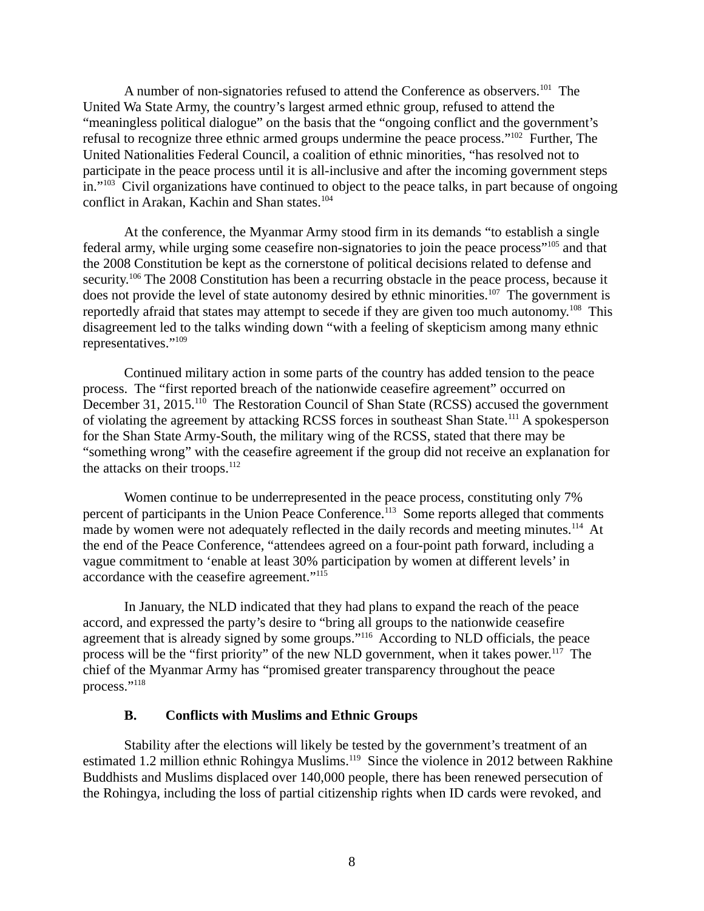A number of non-signatories refused to attend the Conference as observers.[101] The United Wa State Army, the country's largest armed ethnic group, refused to attend the "meaningless political dialogue" on the basis that the "ongoing conflict and the government's refusal to recognize three ethnic armed groups undermine the peace process."[102] Further, The United Nationalities Federal Council, a coalition of ethnic minorities, "has resolved not to participate in the peace process until it is all-inclusive and after the incoming government steps in."[103] Civil organizations have continued to object to the peace talks, in part because of ongoing conflict in Arakan, Kachin and Shan states.[104]

At the conference, the Myanmar Army stood firm in its demands "to establish a single federal army, while urging some ceasefire non-signatories to join the peace process"[105] and that the 2008 Constitution be kept as the cornerstone of political decisions related to defense and security.[106] The 2008 Constitution has been a recurring obstacle in the peace process, because it does not provide the level of state autonomy desired by ethnic minorities.[107] The government is reportedly afraid that states may attempt to secede if they are given too much autonomy.[108] This disagreement led to the talks winding down "with a feeling of skepticism among many ethnic representatives."[109]

Continued military action in some parts of the country has added tension to the peace process. The "first reported breach of the nationwide ceasefire agreement" occurred on December 31, 2015.[110] The Restoration Council of Shan State (RCSS) accused the government of violating the agreement by attacking RCSS forces in southeast Shan State.[111] A spokesperson for the Shan State Army-South, the military wing of the RCSS, stated that there may be "something wrong" with the ceasefire agreement if the group did not receive an explanation for the attacks on their troops.[112]

Women continue to be underrepresented in the peace process, constituting only 7% percent of participants in the Union Peace Conference.[113] Some reports alleged that comments made by women were not adequately reflected in the daily records and meeting minutes.[114] At the end of the Peace Conference, "attendees agreed on a four-point path forward, including a vague commitment to 'enable at least 30% participation by women at different levels' in accordance with the ceasefire agreement."[115]

In January, the NLD indicated that they had plans to expand the reach of the peace accord, and expressed the party's desire to "bring all groups to the nationwide ceasefire agreement that is already signed by some groups."[116] According to NLD officials, the peace process will be the "first priority" of the new NLD government, when it takes power.[117] The chief of the Myanmar Army has "promised greater transparency throughout the peace process."[118]

### B. Conflicts with Muslims and Ethnic Groups

Stability after the elections will likely be tested by the government's treatment of an estimated 1.2 million ethnic Rohingya Muslims.[119] Since the violence in 2012 between Rakhine Buddhists and Muslims displaced over 140,000 people, there has been renewed persecution of the Rohingya, including the loss of partial citizenship rights when ID cards were revoked, and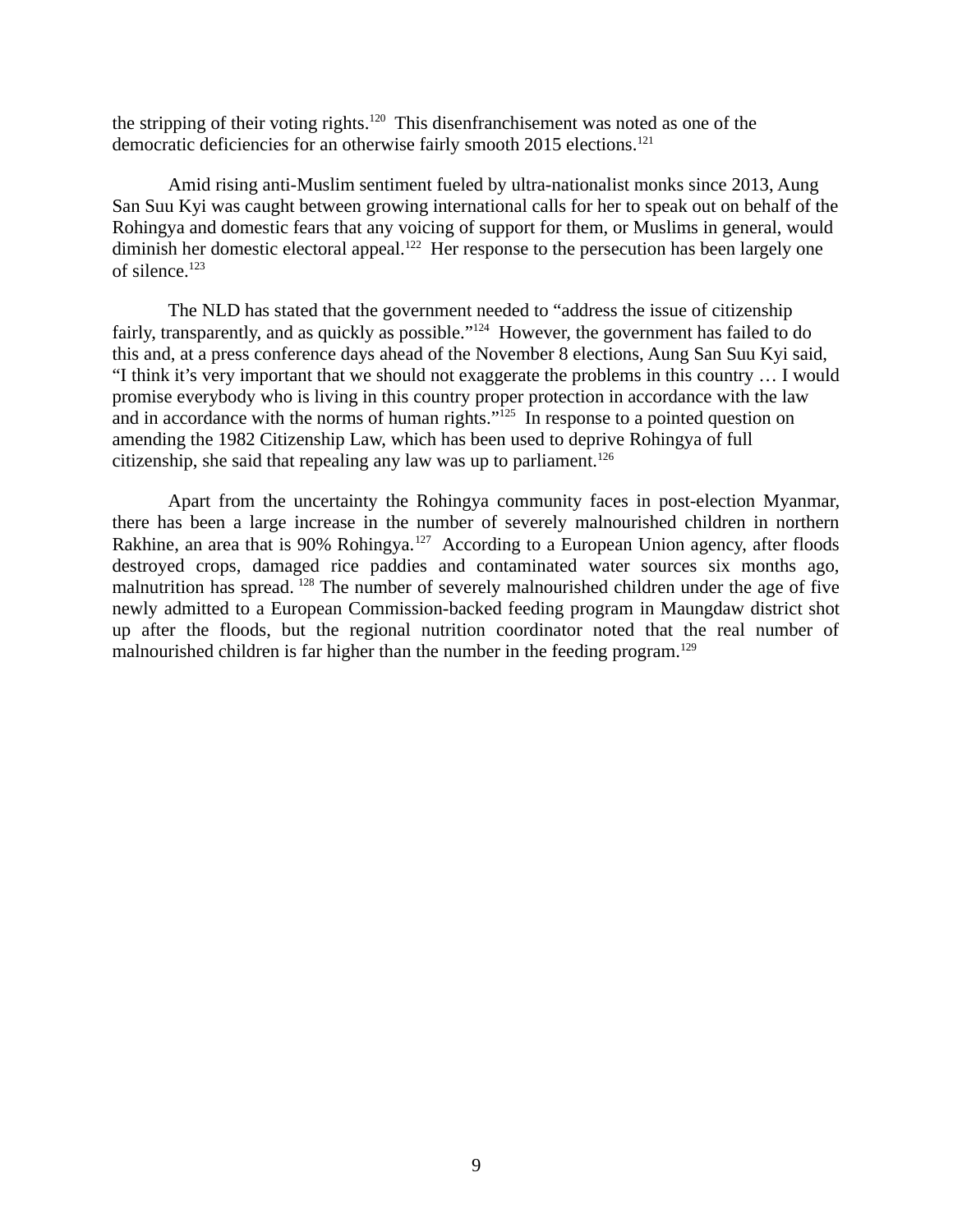the stripping of their voting rights.[120] This disenfranchisement was noted as one of the democratic deficiencies for an otherwise fairly smooth 2015 elections.[121]

Amid rising anti-Muslim sentiment fueled by ultra-nationalist monks since 2013, Aung San Suu Kyi was caught between growing international calls for her to speak out on behalf of the Rohingya and domestic fears that any voicing of support for them, or Muslims in general, would diminish her domestic electoral appeal.[122] Her response to the persecution has been largely one of silence.[123]

The NLD has stated that the government needed to "address the issue of citizenship fairly, transparently, and as quickly as possible."[124] However, the government has failed to do this and, at a press conference days ahead of the November 8 elections, Aung San Suu Kyi said, "I think it's very important that we should not exaggerate the problems in this country … I would promise everybody who is living in this country proper protection in accordance with the law and in accordance with the norms of human rights."[125] In response to a pointed question on amending the 1982 Citizenship Law, which has been used to deprive Rohingya of full citizenship, she said that repealing any law was up to parliament.[126]

Apart from the uncertainty the Rohingya community faces in post-election Myanmar, there has been a large increase in the number of severely malnourished children in northern Rakhine, an area that is 90% Rohingya.[127] According to a European Union agency, after floods destroyed crops, damaged rice paddies and contaminated water sources six months ago, malnutrition has spread.[128] The number of severely malnourished children under the age of five newly admitted to a European Commission-backed feeding program in Maungdaw district shot up after the floods, but the regional nutrition coordinator noted that the real number of malnourished children is far higher than the number in the feeding program.[129]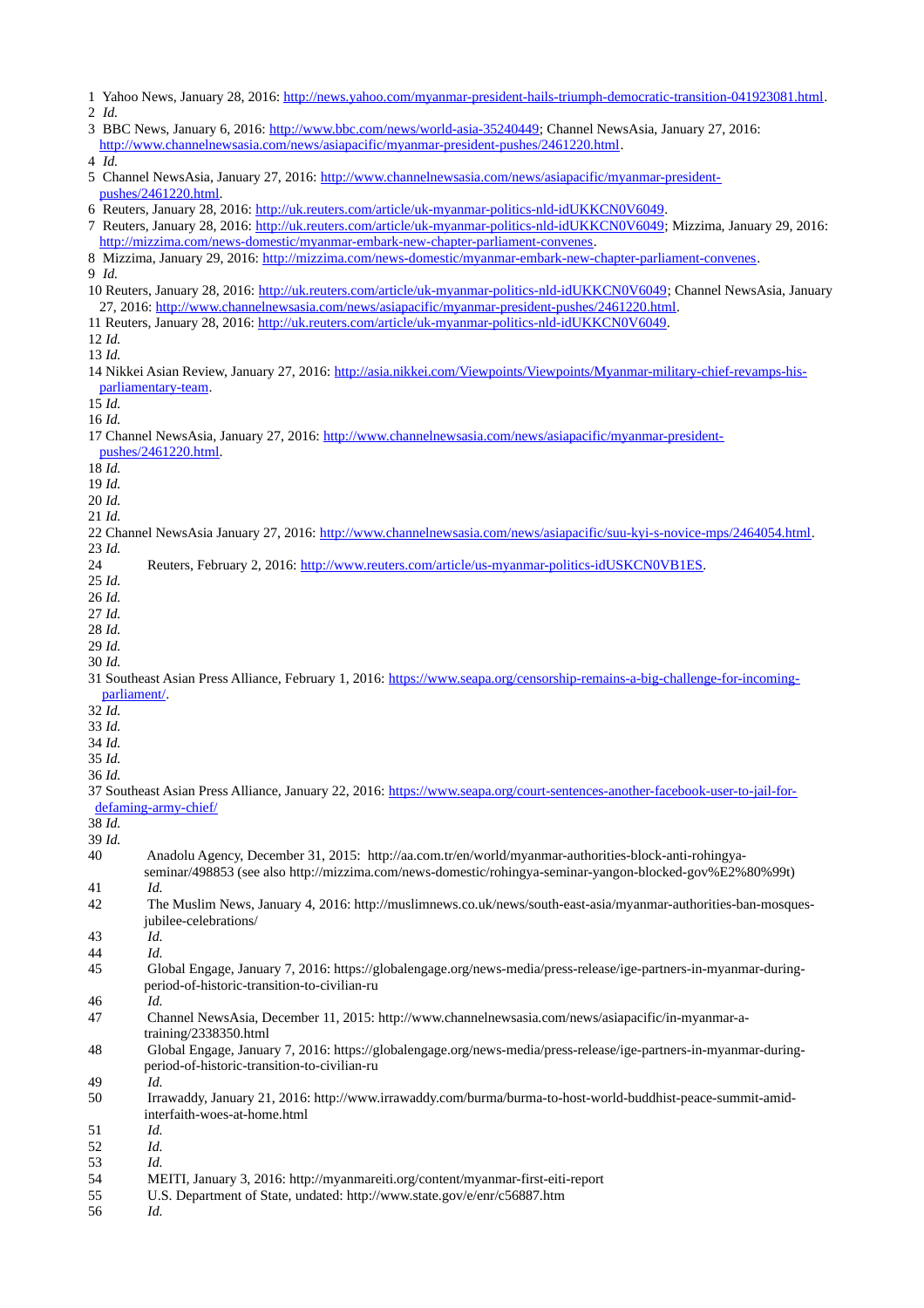1 Yahoo News, January 28, 2016: http://news.yahoo.com/myanmar-president-hails-triumph-democratic-transition-041923081.html.
2 *Id.*
3 BBC News, January 6, 2016: http://www.bbc.com/news/world-asia-35240449; Channel NewsAsia, January 27, 2016: http://www.channelnewsasia.com/news/asiapacific/myanmar-president-pushes/2461220.html.
4 *Id.*
5 Channel NewsAsia, January 27, 2016: http://www.channelnewsasia.com/news/asiapacific/myanmar-president-pushes/2461220.html.
6 Reuters, January 28, 2016: http://uk.reuters.com/article/uk-myanmar-politics-nld-idUKKCN0V6049.
7 Reuters, January 28, 2016: http://uk.reuters.com/article/uk-myanmar-politics-nld-idUKKCN0V6049; Mizzima, January 29, 2016: http://mizzima.com/news-domestic/myanmar-embark-new-chapter-parliament-convenes.
8 Mizzima, January 29, 2016: http://mizzima.com/news-domestic/myanmar-embark-new-chapter-parliament-convenes.
9 *Id.*
10 Reuters, January 28, 2016: http://uk.reuters.com/article/uk-myanmar-politics-nld-idUKKCN0V6049; Channel NewsAsia, January 27, 2016: http://www.channelnewsasia.com/news/asiapacific/myanmar-president-pushes/2461220.html.
11 Reuters, January 28, 2016: http://uk.reuters.com/article/uk-myanmar-politics-nld-idUKKCN0V6049.
12 *Id.*
13 *Id.*
14 Nikkei Asian Review, January 27, 2016: http://asia.nikkei.com/Viewpoints/Viewpoints/Myanmar-military-chief-revamps-his-parliamentary-team.
15 *Id.*
16 *Id.*
17 Channel NewsAsia, January 27, 2016: http://www.channelnewsasia.com/news/asiapacific/myanmar-president-pushes/2461220.html.
18 *Id.*
19 *Id.*
20 *Id.*
21 *Id.*
22 Channel NewsAsia January 27, 2016: http://www.channelnewsasia.com/news/asiapacific/suu-kyi-s-novice-mps/2464054.html.
23 *Id.*
24 Reuters, February 2, 2016: http://www.reuters.com/article/us-myanmar-politics-idUSKCN0VB1ES.
25 *Id.*
26 *Id.*
27 *Id.*
28 *Id.*
29 *Id.*
30 *Id.*
31 Southeast Asian Press Alliance, February 1, 2016: https://www.seapa.org/censorship-remains-a-big-challenge-for-incoming-parliament/.
32 *Id.*
33 *Id.*
34 *Id.*
35 *Id.*
36 *Id.*
37 Southeast Asian Press Alliance, January 22, 2016: https://www.seapa.org/court-sentences-another-facebook-user-to-jail-for-defaming-army-chief/
38 *Id.*
39 *Id.*
40 Anadolu Agency, December 31, 2015: http://aa.com.tr/en/world/myanmar-authorities-block-anti-rohingya-seminar/498853 (see also http://mizzima.com/news-domestic/rohingya-seminar-yangon-blocked-gov%E2%80%99t)
41 *Id.*
42 The Muslim News, January 4, 2016: http://muslimnews.co.uk/news/south-east-asia/myanmar-authorities-ban-mosques-jubilee-celebrations/
43 *Id.*
44 *Id.*
45 Global Engage, January 7, 2016: https://globalengage.org/news-media/press-release/ige-partners-in-myanmar-during-period-of-historic-transition-to-civilian-ru
46 *Id.*
47 Channel NewsAsia, December 11, 2015: http://www.channelnewsasia.com/news/asiapacific/in-myanmar-a-training/2338350.html
48 Global Engage, January 7, 2016: https://globalengage.org/news-media/press-release/ige-partners-in-myanmar-during-period-of-historic-transition-to-civilian-ru
49 *Id.*
50 Irrawaddy, January 21, 2016: http://www.irrawaddy.com/burma/burma-to-host-world-buddhist-peace-summit-amid-interfaith-woes-at-home.html
51 *Id.*
52 *Id.*
53 *Id.*
54 MEITI, January 3, 2016: http://myanmareiti.org/content/myanmar-first-eiti-report
55 U.S. Department of State, undated: http://www.state.gov/e/enr/c56887.htm
56 *Id.*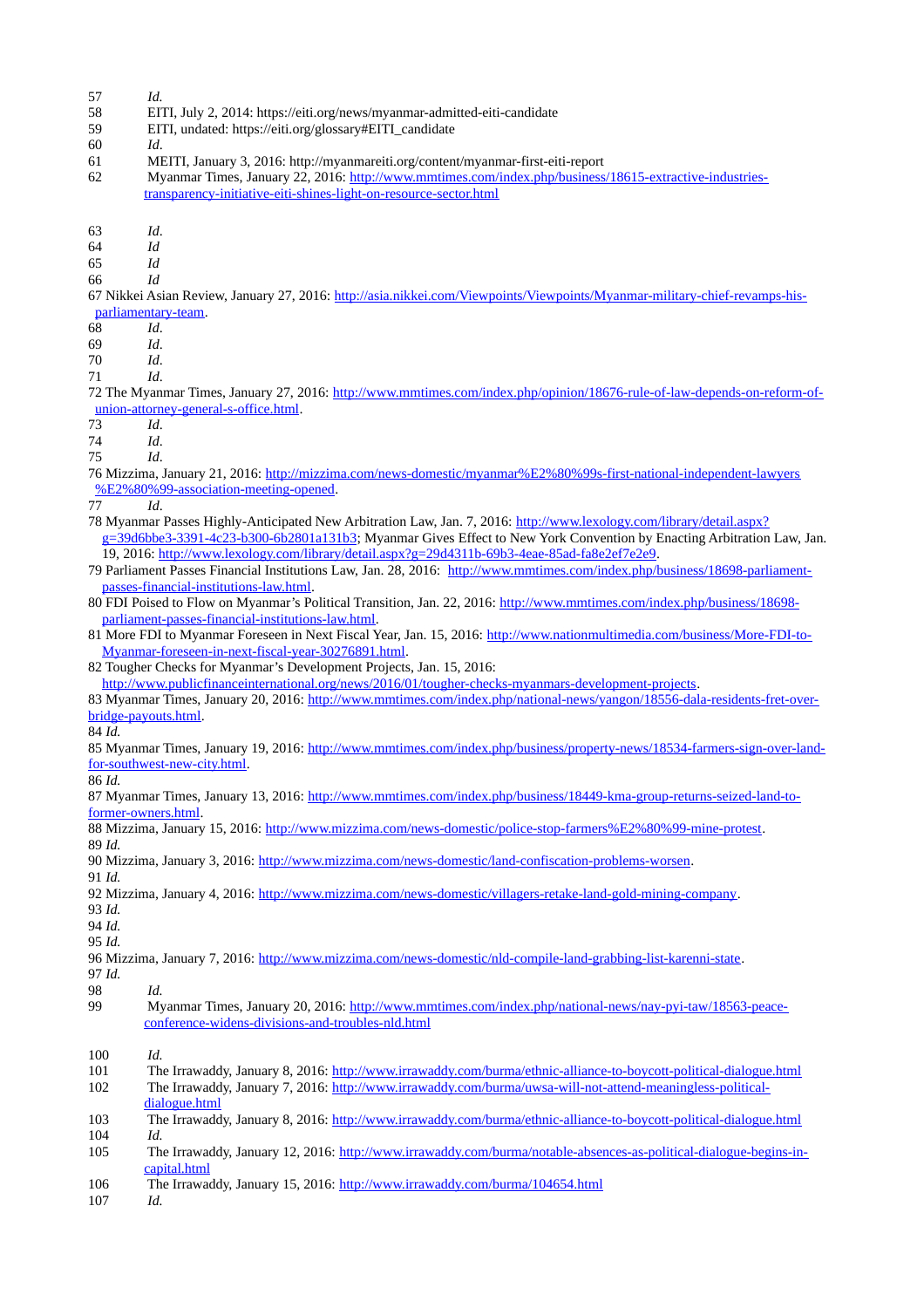57 *Id.*

58 EITI, July 2, 2014: https://eiti.org/news/myanmar-admitted-eiti-candidate

59 EITI, undated: https://eiti.org/glossary#EITI_candidate

60 *Id.*

61 MEITI, January 3, 2016: http://myanmareiti.org/content/myanmar-first-eiti-report

62 Myanmar Times, January 22, 2016: http://www.mmtimes.com/index.php/business/18615-extractive-industries-transparency-initiative-eiti-shines-light-on-resource-sector.html

63 *Id.*

64 *Id*

65 *Id*

66 *Id*

67 Nikkei Asian Review, January 27, 2016: http://asia.nikkei.com/Viewpoints/Viewpoints/Myanmar-military-chief-revamps-his-parliamentary-team.

68 *Id.*

69 *Id.*

70 *Id.*

71 *Id.*

72 The Myanmar Times, January 27, 2016: http://www.mmtimes.com/index.php/opinion/18676-rule-of-law-depends-on-reform-of-union-attorney-general-s-office.html.

73 *Id.*

74 *Id.*

75 *Id.*

76 Mizzima, January 21, 2016: http://mizzima.com/news-domestic/myanmar%E2%80%99s-first-national-independent-lawyers%E2%80%99-association-meeting-opened.

77 *Id.*

78 Myanmar Passes Highly-Anticipated New Arbitration Law, Jan. 7, 2016: http://www.lexology.com/library/detail.aspx?g=39d6bbe3-3391-4c23-b300-6b2801a131b3; Myanmar Gives Effect to New York Convention by Enacting Arbitration Law, Jan. 19, 2016: http://www.lexology.com/library/detail.aspx?g=29d4311b-69b3-4eae-85ad-fa8e2ef7e2e9.

79 Parliament Passes Financial Institutions Law, Jan. 28, 2016: http://www.mmtimes.com/index.php/business/18698-parliament-passes-financial-institutions-law.html.

80 FDI Poised to Flow on Myanmar's Political Transition, Jan. 22, 2016: http://www.mmtimes.com/index.php/business/18698-parliament-passes-financial-institutions-law.html.

81 More FDI to Myanmar Foreseen in Next Fiscal Year, Jan. 15, 2016: http://www.nationmultimedia.com/business/More-FDI-to-Myanmar-foreseen-in-next-fiscal-year-30276891.html.

82 Tougher Checks for Myanmar's Development Projects, Jan. 15, 2016: http://www.publicfinanceinternational.org/news/2016/01/tougher-checks-myanmars-development-projects.

83 Myanmar Times, January 20, 2016: http://www.mmtimes.com/index.php/national-news/yangon/18556-dala-residents-fret-over-bridge-payouts.html.

84 *Id.*

85 Myanmar Times, January 19, 2016: http://www.mmtimes.com/index.php/business/property-news/18534-farmers-sign-over-land-for-southwest-new-city.html.

86 *Id.*

87 Myanmar Times, January 13, 2016: http://www.mmtimes.com/index.php/business/18449-kma-group-returns-seized-land-to-former-owners.html.

88 Mizzima, January 15, 2016: http://www.mizzima.com/news-domestic/police-stop-farmers%E2%80%99-mine-protest.

89 *Id.*

90 Mizzima, January 3, 2016: http://www.mizzima.com/news-domestic/land-confiscation-problems-worsen.

91 *Id.*

92 Mizzima, January 4, 2016: http://www.mizzima.com/news-domestic/villagers-retake-land-gold-mining-company.

93 *Id.*

94 *Id.*

95 *Id.*

96 Mizzima, January 7, 2016: http://www.mizzima.com/news-domestic/nld-compile-land-grabbing-list-karenni-state.

97 *Id.*

98 *Id.*

99 Myanmar Times, January 20, 2016: http://www.mmtimes.com/index.php/national-news/nay-pyi-taw/18563-peace-conference-widens-divisions-and-troubles-nld.html

100 *Id.*

101 The Irrawaddy, January 8, 2016: http://www.irrawaddy.com/burma/ethnic-alliance-to-boycott-political-dialogue.html

102 The Irrawaddy, January 7, 2016: http://www.irrawaddy.com/burma/uwsa-will-not-attend-meaningless-political-dialogue.html

103 The Irrawaddy, January 8, 2016: http://www.irrawaddy.com/burma/ethnic-alliance-to-boycott-political-dialogue.html

104 *Id.*

105 The Irrawaddy, January 12, 2016: http://www.irrawaddy.com/burma/notable-absences-as-political-dialogue-begins-in-capital.html

106 The Irrawaddy, January 15, 2016: http://www.irrawaddy.com/burma/104654.html

107 *Id.*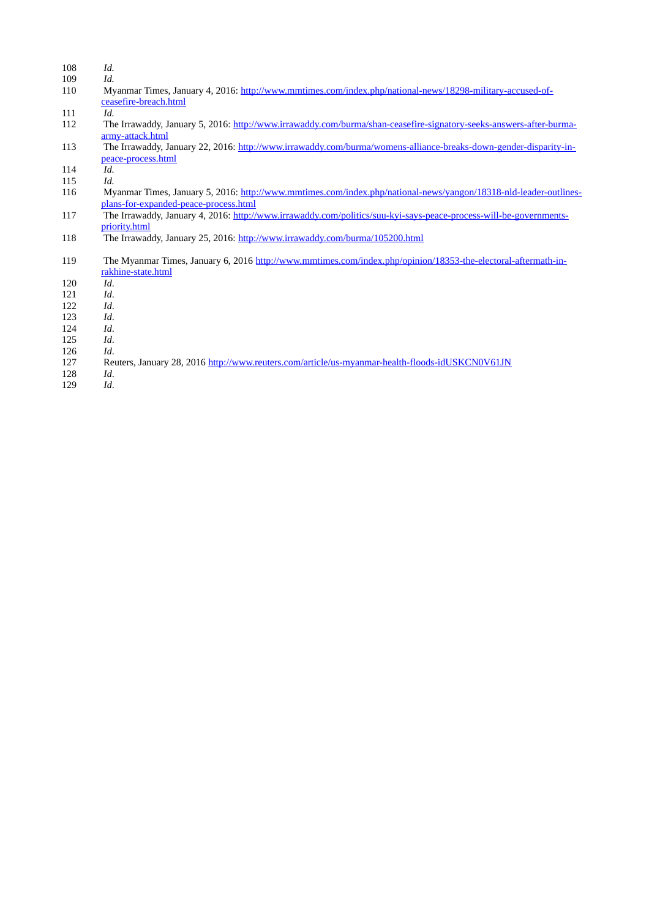108 *Id.*

109 *Id.*

110 Myanmar Times, January 4, 2016: http://www.mmtimes.com/index.php/national-news/18298-military-accused-of-ceasefire-breach.html

111 *Id.*

112 The Irrawaddy, January 5, 2016: http://www.irrawaddy.com/burma/shan-ceasefire-signatory-seeks-answers-after-burma-army-attack.html

113 The Irrawaddy, January 22, 2016: http://www.irrawaddy.com/burma/womens-alliance-breaks-down-gender-disparity-in-peace-process.html

114 *Id.*

115 *Id.*

116 Myanmar Times, January 5, 2016: http://www.mmtimes.com/index.php/national-news/yangon/18318-nld-leader-outlines-plans-for-expanded-peace-process.html

117 The Irrawaddy, January 4, 2016: http://www.irrawaddy.com/politics/suu-kyi-says-peace-process-will-be-governments-priority.html

118 The Irrawaddy, January 25, 2016: http://www.irrawaddy.com/burma/105200.html

119 The Myanmar Times, January 6, 2016 http://www.mmtimes.com/index.php/opinion/18353-the-electoral-aftermath-in-rakhine-state.html

120 *Id.*

121 *Id.*

122 *Id.*

123 *Id.*

124 *Id.*

125 *Id.*

126 *Id.*

127 Reuters, January 28, 2016 http://www.reuters.com/article/us-myanmar-health-floods-idUSKCN0V61JN

128 *Id.*

129 *Id.*